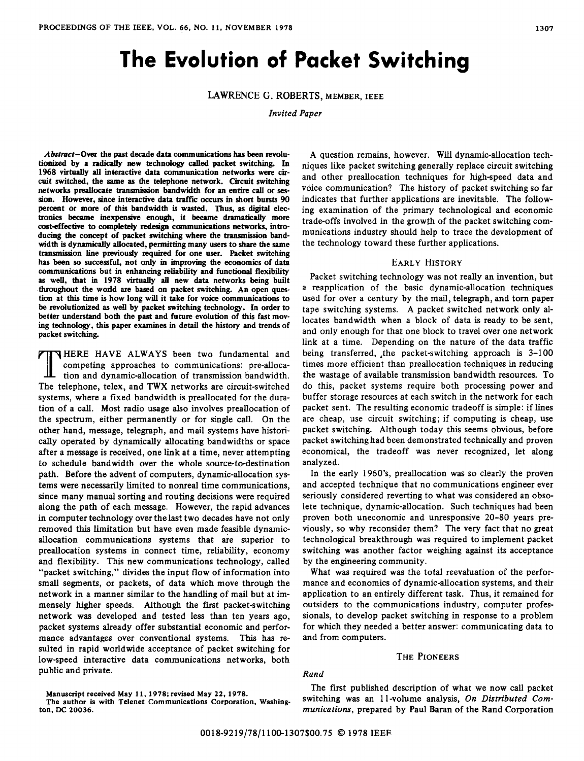# The Evolution of Packet Switching

LAWRENCE G. ROBERTS, MEMBER, IEEE

*Invited Paper*

***Abstract*—Over the past decade data communications has been revolutionized by a radically new technology called packet switching. In 1968 virtually all interactive data communication networks were circuit switched, the same as the telephone network. Circuit switching networks preallocate transmission bandwidth for an entire call or session. However, since interactive data traffic occurs in short bursts 90 percent or more of this bandwidth is wasted. Thus, as digital electronics became inexpensive enough, it became dramatically more cost-effective to completely redesign communications networks, introducing the concept of packet switching where the transmission bandwidth is dynamically allocated, permitting many users to share the same transmission line previously required for one user. Packet switching has been so successful, not only in improving the economics of data communications but in enhancing reliability and functional flexibility as well, that in 1978 virtually all new data networks being built throughout the world are based on packet switching. An open question at this time is how long will it take for voice communications to be revolutionized as well by packet switching technology. In order to better understand both the past and future evolution of this fast moving technology, this paper examines in detail the history and trends of packet switching.**

THERE HAVE ALWAYS been two fundamental and competing approaches to communications: pre-allocation and dynamic-allocation of transmission bandwidth. The telephone, telex, and TWX networks are circuit-switched systems, where a fixed bandwidth is preallocated for the duration of a call. Most radio usage also involves preallocation of the spectrum, either permanently or for single call. On the other hand, message, telegraph, and mail systems have historically operated by dynamically allocating bandwidths or space after a message is received, one link at a time, never attempting to schedule bandwidth over the whole source-to-destination path. Before the advent of computers, dynamic-allocation systems were necessarily limited to nonreal time communications, since many manual sorting and routing decisions were required along the path of each message. However, the rapid advances in computer technology over the last two decades have not only removed this limitation but have even made feasible dynamic-allocation communications systems that are superior to preallocation systems in connect time, reliability, economy and flexibility. This new communications technology, called "packet switching," divides the input flow of information into small segments, or packets, of data which move through the network in a manner similar to the handling of mail but at immensely higher speeds. Although the first packet-switching network was developed and tested less than ten years ago, packet systems already offer substantial economic and performance advantages over conventional systems. This has resulted in rapid worldwide acceptance of packet switching for low-speed interactive data communications networks, both public and private.

Manuscript received May 11, 1978; revised May 22, 1978.
The author is with Telenet Communications Corporation, Washington, DC 20036.

A question remains, however. Will dynamic-allocation techniques like packet switching generally replace circuit switching and other preallocation techniques for high-speed data and voice communication? The history of packet switching so far indicates that further applications are inevitable. The following examination of the primary technological and economic trade-offs involved in the growth of the packet switching communications industry should help to trace the development of the technology toward these further applications.

## EARLY HISTORY

Packet switching technology was not really an invention, but a reapplication of the basic dynamic-allocation techniques used for over a century by the mail, telegraph, and torn paper tape switching systems. A packet switched network only allocates bandwidth when a block of data is ready to be sent, and only enough for that one block to travel over one network link at a time. Depending on the nature of the data traffic being transferred, the packet-switching approach is 3–100 times more efficient than preallocation techniques in reducing the wastage of available transmission bandwidth resources. To do this, packet systems require both processing power and buffer storage resources at each switch in the network for each packet sent. The resulting economic tradeoff is simple: if lines are cheap, use circuit switching; if computing is cheap, use packet switching. Although today this seems obvious, before packet switching had been demonstrated technically and proven economical, the tradeoff was never recognized, let alone analyzed.

In the early 1960's, preallocation was so clearly the proven and accepted technique that no communications engineer ever seriously considered reverting to what was considered an obsolete technique, dynamic-allocation. Such techniques had been proven both uneconomic and unresponsive 20–80 years previously, so why reconsider them? The very fact that no great technological breakthrough was required to implement packet switching was another factor weighing against its acceptance by the engineering community.

What was required was the total reevaluation of the performance and economics of dynamic-allocation systems, and their application to an entirely different task. Thus, it remained for outsiders to the communications industry, computer professionals, to develop packet switching in response to a problem for which they needed a better answer: communicating data to and from computers.

## THE PIONEERS

### *Rand*

The first published description of what we now call packet switching was an 11-volume analysis, *On Distributed Communications*, prepared by Paul Baran of the Rand Corporation

0018-9219/78/1100-1307$00.75 © 1978 IEEE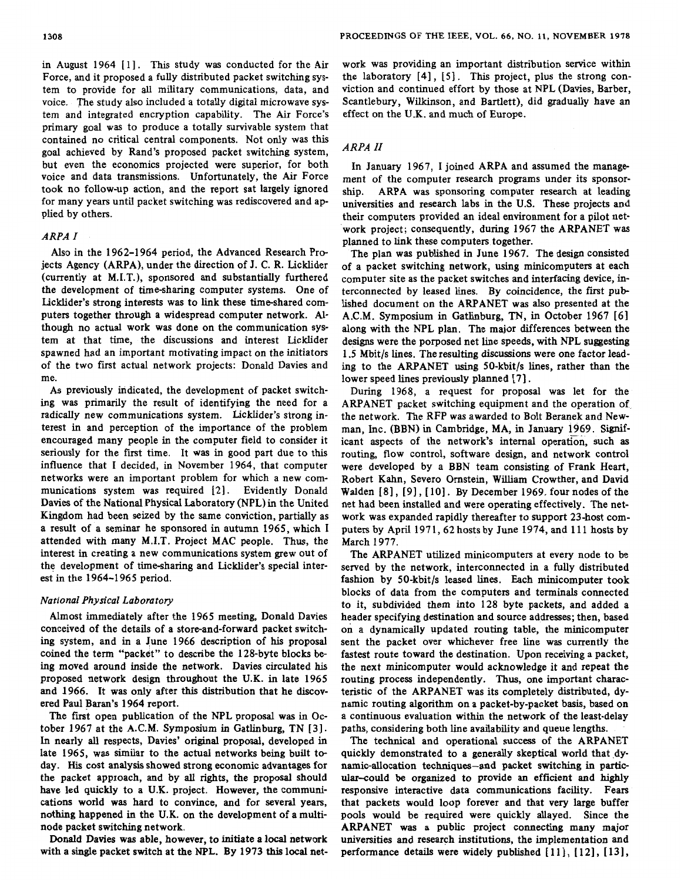in August 1964 [1]. This study was conducted for the Air Force, and it proposed a fully distributed packet switching system to provide for all military communications, data, and voice. The study also included a totally digital microwave system and integrated encryption capability. The Air Force's primary goal was to produce a totally survivable system that contained no critical central components. Not only was this goal achieved by Rand's proposed packet switching system, but even the economics projected were superior, for both voice and data transmissions. Unfortunately, the Air Force took no follow-up action, and the report sat largely ignored for many years until packet switching was rediscovered and applied by others.

### *ARPA I*

Also in the 1962–1964 period, the Advanced Research Projects Agency (ARPA), under the direction of J. C. R. Licklider (currently at M.I.T.), sponsored and substantially furthered the development of time-sharing computer systems. One of Licklider's strong interests was to link these time-shared computers together through a widespread computer network. Although no actual work was done on the communication system at that time, the discussions and interest Licklider spawned had an important motivating impact on the initiators of the two first actual network projects: Donald Davies and me.

As previously indicated, the development of packet switching was primarily the result of identifying the need for a radically new communications system. Licklider's strong interest in and perception of the importance of the problem encouraged many people in the computer field to consider it seriously for the first time. It was in good part due to this influence that I decided, in November 1964, that computer networks were an important problem for which a new communications system was required [2]. Evidently Donald Davies of the National Physical Laboratory (NPL) in the United Kingdom had been seized by the same conviction, partially as a result of a seminar he sponsored in autumn 1965, which I attended with many M.I.T. Project MAC people. Thus, the interest in creating a new communications system grew out of the development of time-sharing and Licklider's special interest in the 1964–1965 period.

### *National Physical Laboratory*

Almost immediately after the 1965 meeting, Donald Davies conceived of the details of a store-and-forward packet switching system, and in a June 1966 description of his proposal coined the term "packet" to describe the 128-byte blocks being moved around inside the network. Davies circulated his proposed network design throughout the U.K. in late 1965 and 1966. It was only after this distribution that he discovered Paul Baran's 1964 report.

The first open publication of the NPL proposal was in October 1967 at the A.C.M. Symposium in Gatlinburg, TN [3]. In nearly all respects, Davies' original proposal, developed in late 1965, was similar to the actual networks being built today. His cost analysis showed strong economic advantages for the packet approach, and by all rights, the proposal should have led quickly to a U.K. project. However, the communications world was hard to convince, and for several years, nothing happened in the U.K. on the development of a multinode packet switching network.

Donald Davies was able, however, to initiate a local network with a single packet switch at the NPL. By 1973 this local network was providing an important distribution service within the laboratory [4], [5]. This project, plus the strong conviction and continued effort by those at NPL (Davies, Barber, Scantlebury, Wilkinson, and Bartlett), did gradually have an effect on the U.K. and much of Europe.

### *ARPA II*

In January 1967, I joined ARPA and assumed the management of the computer research programs under its sponsorship. ARPA was sponsoring computer research at leading universities and research labs in the U.S. These projects and their computers provided an ideal environment for a pilot network project; consequently, during 1967 the ARPANET was planned to link these computers together.

The plan was published in June 1967. The design consisted of a packet switching network, using minicomputers at each computer site as the packet switches and interfacing device, interconnected by leased lines. By coincidence, the first published document on the ARPANET was also presented at the A.C.M. Symposium in Gatlinburg, TN, in October 1967 [6] along with the NPL plan. The major differences between the designs were the porposed net line speeds, with NPL suggesting 1.5 Mbit/s lines. The resulting discussions were one factor leading to the ARPANET using 50-kbit/s lines, rather than the lower speed lines previously planned [7].

During 1968, a request for proposal was let for the ARPANET packet switching equipment and the operation of the network. The RFP was awarded to Bolt Beranek and Newman, Inc. (BBN) in Cambridge, MA, in January 1969. Significant aspects of the network's internal operation, such as routing, flow control, software design, and network control were developed by a BBN team consisting of Frank Heart, Robert Kahn, Severo Ornstein, William Crowther, and David Walden [8], [9], [10]. By December 1969, four nodes of the net had been installed and were operating effectively. The network was expanded rapidly thereafter to support 23-host computers by April 1971, 62 hosts by June 1974, and 111 hosts by March 1977.

The ARPANET utilized minicomputers at every node to be served by the network, interconnected in a fully distributed fashion by 50-kbit/s leased lines. Each minicomputer took blocks of data from the computers and terminals connected to it, subdivided them into 128 byte packets, and added a header specifying destination and source addresses; then, based on a dynamically updated routing table, the minicomputer sent the packet over whichever free line was currently the fastest route toward the destination. Upon receiving a packet, the next minicomputer would acknowledge it and repeat the routing process independently. Thus, one important characteristic of the ARPANET was its completely distributed, dynamic routing algorithm on a packet-by-packet basis, based on a continuous evaluation within the network of the least-delay paths, considering both line availability and queue lengths.

The technical and operational success of the ARPANET quickly demonstrated to a generally skeptical world that dynamic-allocation techniques—and packet switching in particular—could be organized to provide an efficient and highly responsive interactive data communications facility. Fears that packets would loop forever and that very large buffer pools would be required were quickly allayed. Since the ARPANET was a public project connecting many major universities and research institutions, the implementation and performance details were widely published [11], [12], [13],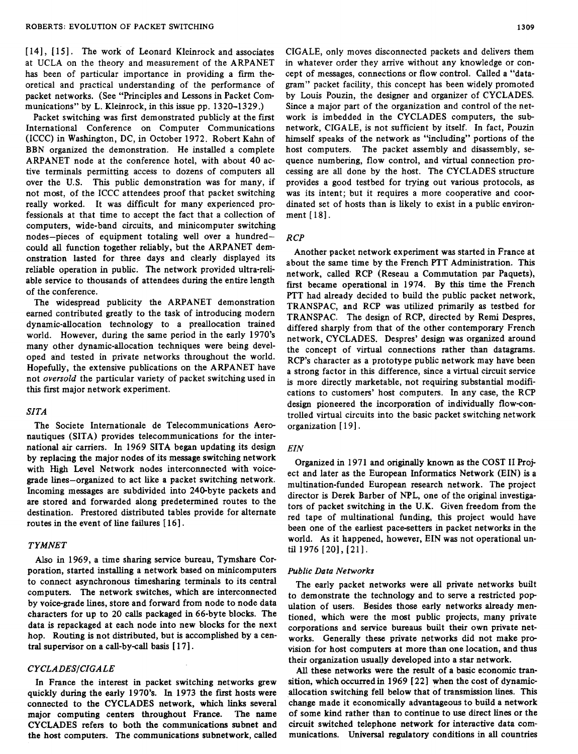[14], [15]. The work of Leonard Kleinrock and associates at UCLA on the theory and measurement of the ARPANET has been of particular importance in providing a firm theoretical and practical understanding of the performance of packet networks. (See "Principles and Lessons in Packet Communications" by L. Kleinrock, in this issue pp. 1320–1329.)

Packet switching was first demonstrated publicly at the first International Conference on Computer Communications (ICCC) in Washington, DC, in October 1972. Robert Kahn of BBN organized the demonstration. He installed a complete ARPANET node at the conference hotel, with about 40 active terminals permitting access to dozens of computers all over the U.S. This public demonstration was for many, if not most, of the ICCC attendees proof that packet switching really worked. It was difficult for many experienced professionals at that time to accept the fact that a collection of computers, wide-band circuits, and minicomputer switching nodes—pieces of equipment totaling well over a hundred—could all function together reliably, but the ARPANET demonstration lasted for three days and clearly displayed its reliable operation in public. The network provided ultra-reliable service to thousands of attendees during the entire length of the conference.

The widespread publicity the ARPANET demonstration earned contributed greatly to the task of introducing modern dynamic-allocation technology to a preallocation trained world. However, during the same period in the early 1970's many other dynamic-allocation techniques were being developed and tested in private networks throughout the world. Hopefully, the extensive publications on the ARPANET have not *oversold* the particular variety of packet switching used in this first major network experiment.

### *SITA*

The Societe Internationale de Telecommunications Aeronautiques (SITA) provides telecommunications for the international air carriers. In 1969 SITA began updating its design by replacing the major nodes of its message switching network with High Level Network nodes interconnected with voice-grade lines—organized to act like a packet switching network. Incoming messages are subdivided into 240-byte packets and are stored and forwarded along predetermined routes to the destination. Prestored distributed tables provide for alternate routes in the event of line failures [16].

### *TYMNET*

Also in 1969, a time sharing service bureau, Tymshare Corporation, started installing a network based on minicomputers to connect asynchronous timesharing terminals to its central computers. The network switches, which are interconnected by voice-grade lines, store and forward from node to node data characters for up to 20 calls packaged in 66-byte blocks. The data is repackaged at each node into new blocks for the next hop. Routing is not distributed, but is accomplished by a central supervisor on a call-by-call basis [17].

### *CYCLADES/CIGALE*

In France the interest in packet switching networks grew quickly during the early 1970's. In 1973 the first hosts were connected to the CYCLADES network, which links several major computing centers throughout France. The name CYCLADES refers to both the communications subnet and the host computers. The communications subnetwork, called CIGALE, only moves disconnected packets and delivers them in whatever order they arrive without any knowledge or concept of messages, connections or flow control. Called a "datagram" packet facility, this concept has been widely promoted by Louis Pouzin, the designer and organizer of CYCLADES. Since a major part of the organization and control of the network is imbedded in the CYCLADES computers, the subnetwork, CIGALE, is not sufficient by itself. In fact, Pouzin himself speaks of the network as "including" portions of the host computers. The packet assembly and disassembly, sequence numbering, flow control, and virtual connection processing are all done by the host. The CYCLADES structure provides a good testbed for trying out various protocols, as was its intent; but it requires a more cooperative and coordinated set of hosts than is likely to exist in a public environment [18].

### *RCP*

Another packet network experiment was started in France at about the same time by the French PTT Administration. This network, called RCP (Reseau a Commutation par Paquets), first became operational in 1974. By this time the French PTT had already decided to build the public packet network, TRANSPAC, and RCP was utilized primarily as testbed for TRANSPAC. The design of RCP, directed by Remi Despres, differed sharply from that of the other contemporary French network, CYCLADES. Despres' design was organized around the concept of virtual connections rather than datagrams. RCP's character as a prototype public network may have been a strong factor in this difference, since a virtual circuit service is more directly marketable, not requiring substantial modifications to customers' host computers. In any case, the RCP design pioneered the incorporation of individually flow-controlled virtual circuits into the basic packet switching network organization [19].

### *EIN*

Organized in 1971 and originally known as the COST II Project and later as the European Informatics Network (EIN) is a multination-funded European research network. The project director is Derek Barber of NPL, one of the original investigators of packet switching in the U.K. Given freedom from the red tape of multinational funding, this project would have been one of the earliest pace-setters in packet networks in the world. As it happened, however, EIN was not operational until 1976 [20], [21].

### *Public Data Networks*

The early packet networks were all private networks built to demonstrate the technology and to serve a restricted population of users. Besides those early networks already mentioned, which were the most public projects, many private corporations and service bureaus built their own private networks. Generally these private networks did not make provision for host computers at more than one location, and thus their organization usually developed into a star network.

All these networks were the result of a basic economic transition, which occurred in 1969 [22] when the cost of dynamic-allocation switching fell below that of transmission lines. This change made it economically advantageous to build a network of some kind rather than to continue to use direct lines or the circuit switched telephone network for interactive data communications. Universal regulatory conditions in all countries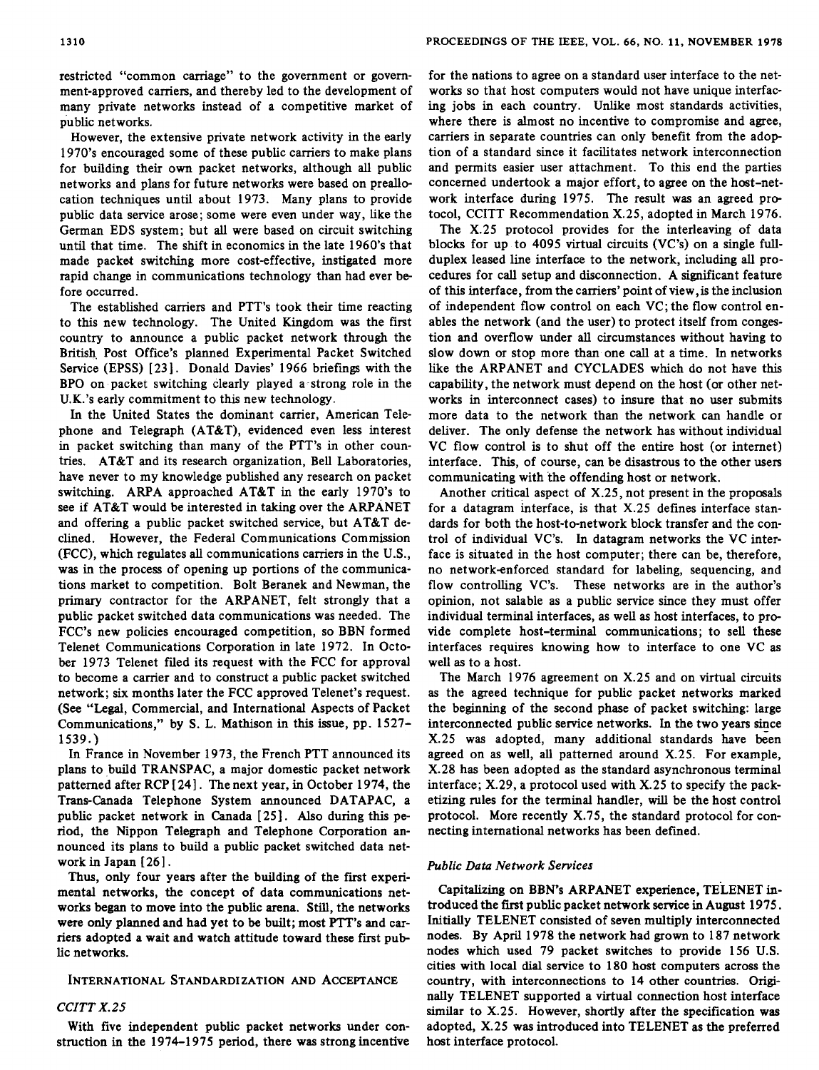restricted "common carriage" to the government or government-approved carriers, and thereby led to the development of many private networks instead of a competitive market of public networks.

However, the extensive private network activity in the early 1970's encouraged some of these public carriers to make plans for building their own packet networks, although all public networks and plans for future networks were based on preallocation techniques until about 1973. Many plans to provide public data service arose; some were even under way, like the German EDS system; but all were based on circuit switching until that time. The shift in economics in the late 1960's that made packet switching more cost-effective, instigated more rapid change in communications technology than had ever before occurred.

The established carriers and PTT's took their time reacting to this new technology. The United Kingdom was the first country to announce a public packet network through the British Post Office's planned Experimental Packet Switched Service (EPSS) [23]. Donald Davies' 1966 briefings with the BPO on packet switching clearly played a strong role in the U.K.'s early commitment to this new technology.

In the United States the dominant carrier, American Telephone and Telegraph (AT&T), evidenced even less interest in packet switching than many of the PTT's in other countries. AT&T and its research organization, Bell Laboratories, have never to my knowledge published any research on packet switching. ARPA approached AT&T in the early 1970's to see if AT&T would be interested in taking over the ARPANET and offering a public packet switched service, but AT&T declined. However, the Federal Communications Commission (FCC), which regulates all communications carriers in the U.S., was in the process of opening up portions of the communications market to competition. Bolt Beranek and Newman, the primary contractor for the ARPANET, felt strongly that a public packet switched data communications was needed. The FCC's new policies encouraged competition, so BBN formed Telenet Communications Corporation in late 1972. In October 1973 Telenet filed its request with the FCC for approval to become a carrier and to construct a public packet switched network; six months later the FCC approved Telenet's request. (See "Legal, Commercial, and International Aspects of Packet Communications," by S. L. Mathison in this issue, pp. 1527–1539.)

In France in November 1973, the French PTT announced its plans to build TRANSPAC, a major domestic packet network patterned after RCP [24]. The next year, in October 1974, the Trans-Canada Telephone System announced DATAPAC, a public packet network in Canada [25]. Also during this period, the Nippon Telegraph and Telephone Corporation announced its plans to build a public packet switched data network in Japan [26].

Thus, only four years after the building of the first experimental networks, the concept of data communications networks began to move into the public arena. Still, the networks were only planned and had yet to be built; most PTT's and carriers adopted a wait and watch attitude toward these first public networks.

## International Standardization and Acceptance

### *CCITT X.25*

With five independent public packet networks under construction in the 1974–1975 period, there was strong incentive for the nations to agree on a standard user interface to the networks so that host computers would not have unique interfacing jobs in each country. Unlike most standards activities, where there is almost no incentive to compromise and agree, carriers in separate countries can only benefit from the adoption of a standard since it facilitates network interconnection and permits easier user attachment. To this end the parties concerned undertook a major effort, to agree on the host–network interface during 1975. The result was an agreed protocol, CCITT Recommendation X.25, adopted in March 1976.

The X.25 protocol provides for the interleaving of data blocks for up to 4095 virtual circuits (VC's) on a single full-duplex leased line interface to the network, including all procedures for call setup and disconnection. A significant feature of this interface, from the carriers' point of view, is the inclusion of independent flow control on each VC; the flow control enables the network (and the user) to protect itself from congestion and overflow under all circumstances without having to slow down or stop more than one call at a time. In networks like the ARPANET and CYCLADES which do not have this capability, the network must depend on the host (or other networks in interconnect cases) to insure that no user submits more data to the network than the network can handle or deliver. The only defense the network has without individual VC flow control is to shut off the entire host (or internet) interface. This, of course, can be disastrous to the other users communicating with the offending host or network.

Another critical aspect of X.25, not present in the proposals for a datagram interface, is that X.25 defines interface standards for both the host-to-network block transfer and the control of individual VC's. In datagram networks the VC interface is situated in the host computer; there can be, therefore, no network-enforced standard for labeling, sequencing, and flow controlling VC's. These networks are in the author's opinion, not salable as a public service since they must offer individual terminal interfaces, as well as host interfaces, to provide complete host–terminal communications; to sell these interfaces requires knowing how to interface to one VC as well as to a host.

The March 1976 agreement on X.25 and on virtual circuits as the agreed technique for public packet networks marked the beginning of the second phase of packet switching: large interconnected public service networks. In the two years since X.25 was adopted, many additional standards have been agreed on as well, all patterned around X.25. For example, X.28 has been adopted as the standard asynchronous terminal interface; X.29, a protocol used with X.25 to specify the packetizing rules for the terminal handler, will be the host control protocol. More recently X.75, the standard protocol for connecting international networks has been defined.

### *Public Data Network Services*

Capitalizing on BBN's ARPANET experience, TELENET introduced the first public packet network service in August 1975. Initially TELENET consisted of seven multiply interconnected nodes. By April 1978 the network had grown to 187 network nodes which used 79 packet switches to provide 156 U.S. cities with local dial service to 180 host computers across the country, with interconnections to 14 other countries. Originally TELENET supported a virtual connection host interface similar to X.25. However, shortly after the specification was adopted, X.25 was introduced into TELENET as the preferred host interface protocol.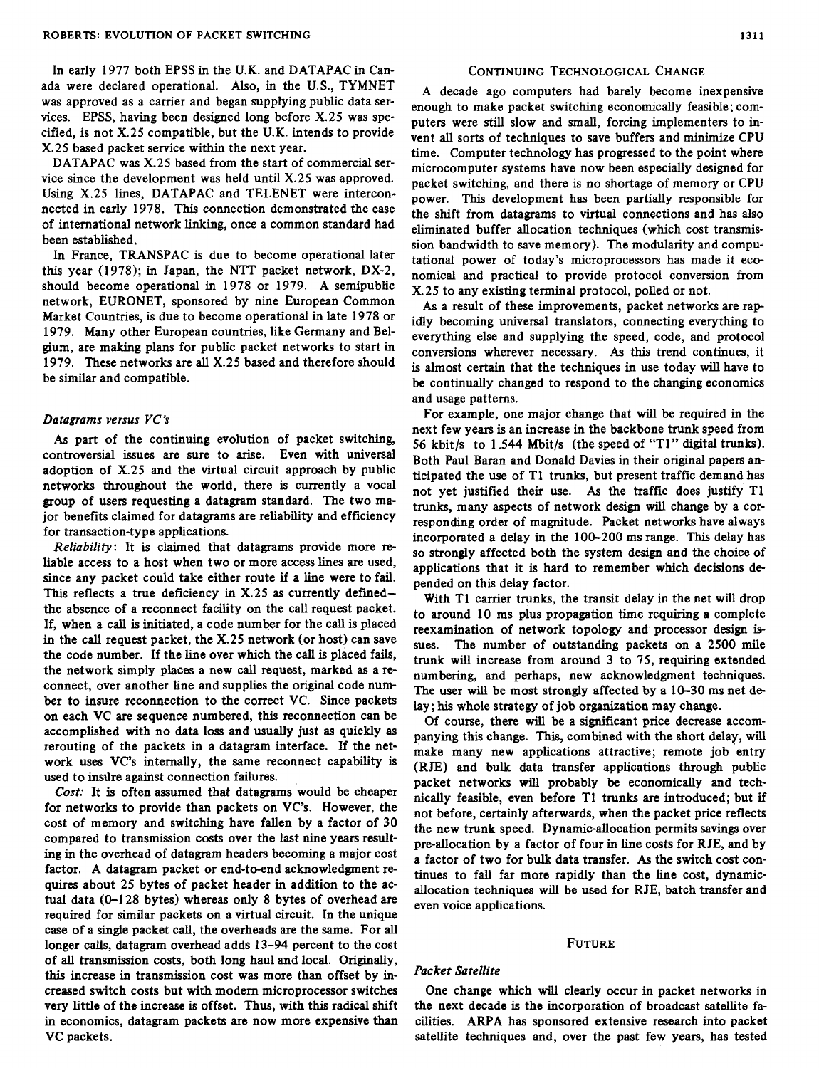In early 1977 both EPSS in the U.K. and DATAPAC in Canada were declared operational. Also, in the U.S., TYMNET was approved as a carrier and began supplying public data services. EPSS, having been designed long before X.25 was specified, is not X.25 compatible, but the U.K. intends to provide X.25 based packet service within the next year.

DATAPAC was X.25 based from the start of commercial service since the development was held until X.25 was approved. Using X.25 lines, DATAPAC and TELENET were interconnected in early 1978. This connection demonstrated the ease of international network linking, once a common standard had been established.

In France, TRANSPAC is due to become operational later this year (1978); in Japan, the NTT packet network, DX-2, should become operational in 1978 or 1979. A semipublic network, EURONET, sponsored by nine European Common Market Countries, is due to become operational in late 1978 or 1979. Many other European countries, like Germany and Belgium, are making plans for public packet networks to start in 1979. These networks are all X.25 based and therefore should be similar and compatible.

### *Datagrams versus VC's*

As part of the continuing evolution of packet switching, controversial issues are sure to arise. Even with universal adoption of X.25 and the virtual circuit approach by public networks throughout the world, there is currently a vocal group of users requesting a datagram standard. The two major benefits claimed for datagrams are reliability and efficiency for transaction-type applications.

*Reliability*: It is claimed that datagrams provide more reliable access to a host when two or more access lines are used, since any packet could take either route if a line were to fail. This reflects a true deficiency in X.25 as currently defined—the absence of a reconnect facility on the call request packet. If, when a call is initiated, a code number for the call is placed in the call request packet, the X.25 network (or host) can save the code number. If the line over which the call is placed fails, the network simply places a new call request, marked as a reconnect, over another line and supplies the original code number to insure reconnection to the correct VC. Since packets on each VC are sequence numbered, this reconnection can be accomplished with no data loss and usually just as quickly as rerouting of the packets in a datagram interface. If the network uses VC's internally, the same reconnect capability is used to insure against connection failures.

*Cost:* It is often assumed that datagrams would be cheaper for networks to provide than packets on VC's. However, the cost of memory and switching have fallen by a factor of 30 compared to transmission costs over the last nine years resulting in the overhead of datagram headers becoming a major cost factor. A datagram packet or end-to-end acknowledgment requires about 25 bytes of packet header in addition to the actual data (0–128 bytes) whereas only 8 bytes of overhead are required for similar packets on a virtual circuit. In the unique case of a single packet call, the overheads are the same. For all longer calls, datagram overhead adds 13–94 percent to the cost of all transmission costs, both long haul and local. Originally, this increase in transmission cost was more than offset by increased switch costs but with modern microprocessor switches very little of the increase is offset. Thus, with this radical shift in economics, datagram packets are now more expensive than VC packets.

## Continuing Technological Change

A decade ago computers had barely become inexpensive enough to make packet switching economically feasible; computers were still slow and small, forcing implementers to invent all sorts of techniques to save buffers and minimize CPU time. Computer technology has progressed to the point where microcomputer systems have now been especially designed for packet switching, and there is no shortage of memory or CPU power. This development has been partially responsible for the shift from datagrams to virtual connections and has also eliminated buffer allocation techniques (which cost transmission bandwidth to save memory). The modularity and computational power of today's microprocessors has made it economical and practical to provide protocol conversion from X.25 to any existing terminal protocol, polled or not.

As a result of these improvements, packet networks are rapidly becoming universal translators, connecting everything to everything else and supplying the speed, code, and protocol conversions wherever necessary. As this trend continues, it is almost certain that the techniques in use today will have to be continually changed to respond to the changing economics and usage patterns.

For example, one major change that will be required in the next few years is an increase in the backbone trunk speed from 56 kbit/s to 1.544 Mbit/s (the speed of "T1" digital trunks). Both Paul Baran and Donald Davies in their original papers anticipated the use of T1 trunks, but present traffic demand has not yet justified their use. As the traffic does justify T1 trunks, many aspects of network design will change by a corresponding order of magnitude. Packet networks have always incorporated a delay in the 100–200 ms range. This delay has so strongly affected both the system design and the choice of applications that it is hard to remember which decisions depended on this delay factor.

With T1 carrier trunks, the transit delay in the net will drop to around 10 ms plus propagation time requiring a complete reexamination of network topology and processor design issues. The number of outstanding packets on a 2500 mile trunk will increase from around 3 to 75, requiring extended numbering, and perhaps, new acknowledgment techniques. The user will be most strongly affected by a 10–30 ms net delay; his whole strategy of job organization may change.

Of course, there will be a significant price decrease accompanying this change. This, combined with the short delay, will make many new applications attractive; remote job entry (RJE) and bulk data transfer applications through public packet networks will probably be economically and technically feasible, even before T1 trunks are introduced; but if not before, certainly afterwards, when the packet price reflects the new trunk speed. Dynamic-allocation permits savings over pre-allocation by a factor of four in line costs for RJE, and by a factor of two for bulk data transfer. As the switch cost continues to fall far more rapidly than the line cost, dynamic-allocation techniques will be used for RJE, batch transfer and even voice applications.

## Future

### *Packet Satellite*

One change which will clearly occur in packet networks in the next decade is the incorporation of broadcast satellite facilities. ARPA has sponsored extensive research into packet satellite techniques and, over the past few years, has tested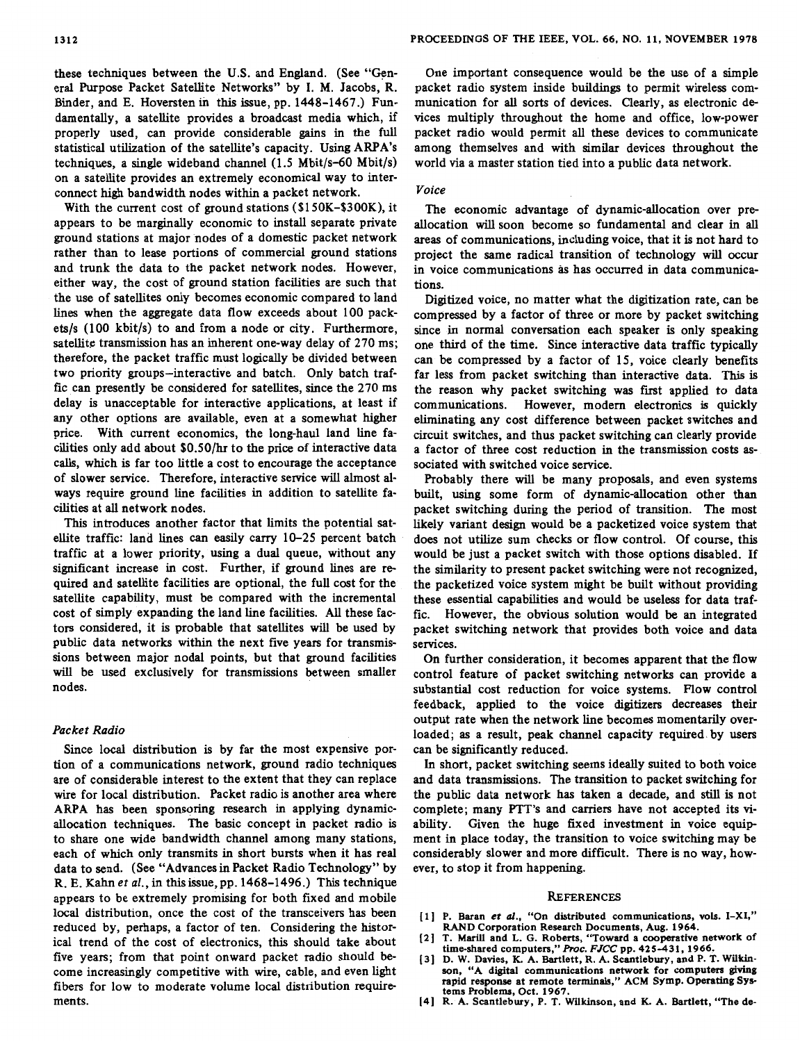these techniques between the U.S. and England. (See "General Purpose Packet Satellite Networks" by I. M. Jacobs, R. Binder, and E. Hoversten in this issue, pp. 1448–1467.) Fundamentally, a satellite provides a broadcast media which, if properly used, can provide considerable gains in the full statistical utilization of the satellite's capacity. Using ARPA's techniques, a single wideband channel (1.5 Mbit/s–60 Mbit/s) on a satellite provides an extremely economical way to interconnect high bandwidth nodes within a packet network.

With the current cost of ground stations ($150K–$300K), it appears to be marginally economic to install separate private ground stations at major nodes of a domestic packet network rather than to lease portions of commercial ground stations and trunk the data to the packet network nodes. However, either way, the cost of ground station facilities are such that the use of satellites only becomes economic compared to land lines when the aggregate data flow exceeds about 100 packets/s (100 kbit/s) to and from a node or city. Furthermore, satellite transmission has an inherent one-way delay of 270 ms; therefore, the packet traffic must logically be divided between two priority groups—interactive and batch. Only batch traffic can presently be considered for satellites, since the 270 ms delay is unacceptable for interactive applications, at least if any other options are available, even at a somewhat higher price. With current economics, the long-haul land line facilities only add about $0.50/hr to the price of interactive data calls, which is far too little a cost to encourage the acceptance of slower service. Therefore, interactive service will almost always require ground line facilities in addition to satellite facilities at all network nodes.

This introduces another factor that limits the potential satellite traffic: land lines can easily carry 10–25 percent batch traffic at a lower priority, using a dual queue, without any significant increase in cost. Further, if ground lines are required and satellite facilities are optional, the full cost for the satellite capability, must be compared with the incremental cost of simply expanding the land line facilities. All these factors considered, it is probable that satellites will be used by public data networks within the next five years for transmissions between major nodal points, but that ground facilities will be used exclusively for transmissions between smaller nodes.

### *Packet Radio*

Since local distribution is by far the most expensive portion of a communications network, ground radio techniques are of considerable interest to the extent that they can replace wire for local distribution. Packet radio is another area where ARPA has been sponsoring research in applying dynamic-allocation techniques. The basic concept in packet radio is to share one wide bandwidth channel among many stations, each of which only transmits in short bursts when it has real data to send. (See "Advances in Packet Radio Technology" by R. E. Kahn *et al.*, in this issue, pp. 1468–1496.) This technique appears to be extremely promising for both fixed and mobile local distribution, once the cost of the transceivers has been reduced by, perhaps, a factor of ten. Considering the historical trend of the cost of electronics, this should take about five years; from that point onward packet radio should become increasingly competitive with wire, cable, and even light fibers for low to moderate volume local distribution requirements.

One important consequence would be the use of a simple packet radio system inside buildings to permit wireless communication for all sorts of devices. Clearly, as electronic devices multiply throughout the home and office, low-power packet radio would permit all these devices to communicate among themselves and with similar devices throughout the world via a master station tied into a public data network.

### *Voice*

The economic advantage of dynamic-allocation over preallocation will soon become so fundamental and clear in all areas of communications, including voice, that it is not hard to project the same radical transition of technology will occur in voice communications as has occurred in data communications.

Digitized voice, no matter what the digitization rate, can be compressed by a factor of three or more by packet switching since in normal conversation each speaker is only speaking one third of the time. Since interactive data traffic typically can be compressed by a factor of 15, voice clearly benefits far less from packet switching than interactive data. This is the reason why packet switching was first applied to data communications. However, modern electronics is quickly eliminating any cost difference between packet switches and circuit switches, and thus packet switching can clearly provide a factor of three cost reduction in the transmission costs associated with switched voice service.

Probably there will be many proposals, and even systems built, using some form of dynamic-allocation other than packet switching during the period of transition. The most likely variant design would be a packetized voice system that does not utilize sum checks or flow control. Of course, this would be just a packet switch with those options disabled. If the similarity to present packet switching were not recognized, the packetized voice system might be built without providing these essential capabilities and would be useless for data traffic. However, the obvious solution would be an integrated packet switching network that provides both voice and data services.

On further consideration, it becomes apparent that the flow control feature of packet switching networks can provide a substantial cost reduction for voice systems. Flow control feedback, applied to the voice digitizers decreases their output rate when the network line becomes momentarily overloaded; as a result, peak channel capacity required by users can be significantly reduced.

In short, packet switching seems ideally suited to both voice and data transmissions. The transition to packet switching for the public data network has taken a decade, and still is not complete; many PTT's and carriers have not accepted its viability. Given the huge fixed investment in voice equipment in place today, the transition to voice switching may be considerably slower and more difficult. There is no way, however, to stop it from happening.

## References

[1] P. Baran *et al.*, "On distributed communications, vols. I–XI," RAND Corporation Research Documents, Aug. 1964.

[2] T. Marill and L. G. Roberts, "Toward a cooperative network of time-shared computers," *Proc. FJCC* pp. 425–431, 1966.

[3] D. W. Davies, K. A. Bartlett, R. A. Scantlebury, and P. T. Wilkinson, "A digital communications network for computers giving rapid response at remote terminals," ACM Symp. Operating Systems Problems, Oct. 1967.

[4] R. A. Scantlebury, P. T. Wilkinson, and K. A. Bartlett, "The de-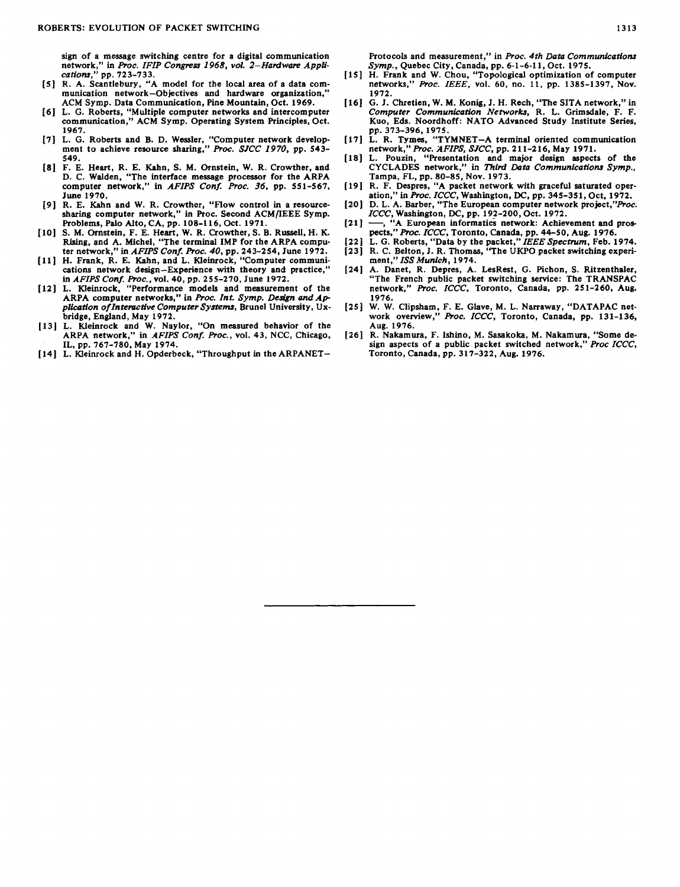sign of a message switching centre for a digital communication network," in *Proc. IFIP Congress 1968, vol. 2—Hardware Applications*," pp. 723-733.

[5] R. A. Scantlebury, "A model for the local area of a data communication network—Objectives and hardware organization," ACM Symp. Data Communication, Pine Mountain, Oct. 1969.

[6] L. G. Roberts, "Multiple computer networks and intercomputer communication," ACM Symp. Operating System Principles, Oct. 1967.

[7] L. G. Roberts and B. D. Wessler, "Computer network development to achieve resource sharing," *Proc. SJCC 1970*, pp. 543-549.

[8] F. E. Heart, R. E. Kahn, S. M. Ornstein, W. R. Crowther, and D. C. Walden, "The interface message processor for the ARPA computer network," in *AFIPS Conf. Proc. 36*, pp. 551-567, June 1970.

[9] R. E. Kahn and W. R. Crowther, "Flow control in a resource-sharing computer network," in Proc. Second ACM/IEEE Symp. Problems, Palo Alto, CA, pp. 108-116, Oct. 1971.

[10] S. M. Ornstein, F. E. Heart, W. R. Crowther, S. B. Russell, H. K. Rising, and A. Michel, "The terminal IMP for the ARPA computer network," in *AFIPS Conf. Proc. 40*, pp. 243-254, June 1972.

[11] H. Frank, R. E. Kahn, and L. Kleinrock, "Computer communications network design—Experience with theory and practice," in *AFIPS Conf. Proc.*, vol. 40, pp. 255-270, June 1972.

[12] L. Kleinrock, "Performance models and measurement of the ARPA computer networks," in *Proc. Int. Symp. Design and Application of Interactive Computer Systems*, Brunel University, Uxbridge, England, May 1972.

[13] L. Kleinrock and W. Naylor, "On measured behavior of the ARPA network," in *AFIPS Conf. Proc.*, vol. 43, NCC, Chicago, IL, pp. 767-780, May 1974.

[14] L. Kleinrock and H. Opderbeck, "Throughput in the ARPANET—Protocols and measurement," in *Proc. 4th Data Communications Symp.*, Quebec City, Canada, pp. 6-1-6-11, Oct. 1975.

[15] H. Frank and W. Chou, "Topological optimization of computer networks," *Proc. IEEE*, vol. 60, no. 11, pp. 1385-1397, Nov. 1972.

[16] G. J. Chretien, W. M. Konig, J. H. Rech, "The SITA network," in *Computer Communication Networks*, R. L. Grimsdale, F. F. Kuo, Eds. Noordhoff: NATO Advanced Study Institute Series, pp. 373-396, 1975.

[17] L. R. Tymes, "TYMNET—A terminal oriented communication network," *Proc. AFIPS, SJCC*, pp. 211-216, May 1971.

[18] L. Pouzin, "Presentation and major design aspects of the CYCLADES network," in *Third Data Communications Symp.*, Tampa, FL, pp. 80-85, Nov. 1973.

[19] R. F. Despres, "A packet network with graceful saturated operation," in *Proc. ICCC*, Washington, DC, pp. 345-351, Oct. 1972.

[20] D. L. A. Barber, "The European computer network project," *Proc. ICCC*, Washington, DC, pp. 192-200, Oct. 1972.

[21] ——, "A European informatics network: Achievement and prospects," *Proc. ICCC*, Toronto, Canada, pp. 44-50, Aug. 1976.

[22] L. G. Roberts, "Data by the packet," *IEEE Spectrum*, Feb. 1974.

[23] R. C. Belton, J. R. Thomas, "The UKPO packet switching experiment," *ISS Munich*, 1974.

[24] A. Danet, R. Depres, A. LesRest, G. Pichon, S. Ritzenthaler, "The French public packet switching service: The TRANSPAC network," *Proc. ICCC*, Toronto, Canada, pp. 251-260, Aug. 1976.

[25] W. W. Clipsham, F. E. Glave, M. L. Narraway, "DATAPAC network overview," *Proc. ICCC*, Toronto, Canada, pp. 131-136, Aug. 1976.

[26] R. Nakamura, F. Ishino, M. Sasakoka, M. Nakamura, "Some design aspects of a public packet switched network," *Proc ICCC*, Toronto, Canada, pp. 317-322, Aug. 1976.